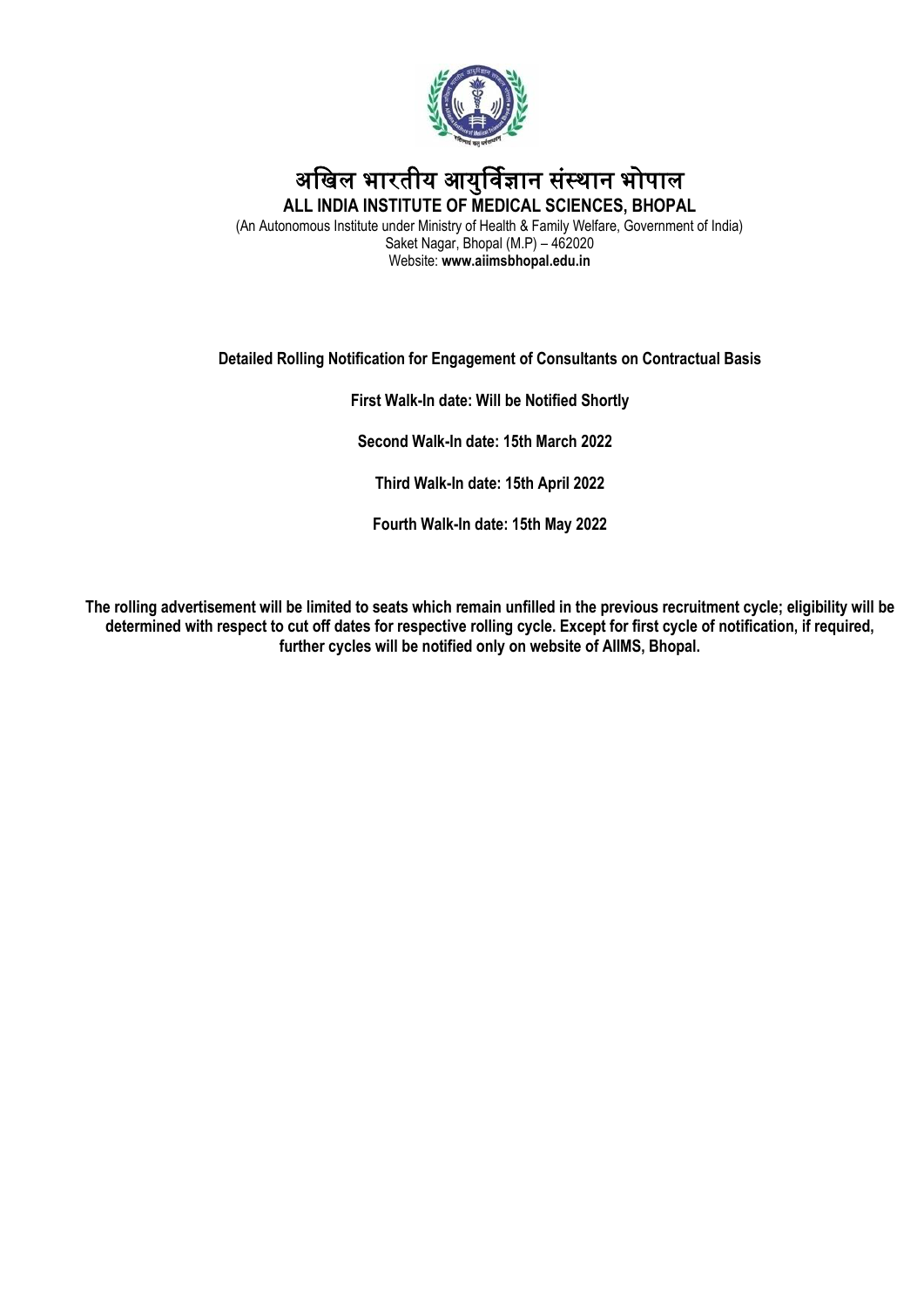# अखिल भारतीय आयुर्विज्ञान संस्थान भोपाल

## ALL INDIA INSTITUTE OF MEDICAL SCIENCES, BHOPAL

(An Autonomous Institute under Ministry of Health & Family Welfare, Government of India)
Saket Nagar, Bhopal (M.P) – 462020
Website: **www.aiimsbhopal.edu.in**

**Detailed Rolling Notification for Engagement of Consultants on Contractual Basis**

**First Walk-In date: Will be Notified Shortly**

**Second Walk-In date: 15th March 2022**

**Third Walk-In date: 15th April 2022**

**Fourth Walk-In date: 15th May 2022**

**The rolling advertisement will be limited to seats which remain unfilled in the previous recruitment cycle; eligibility will be determined with respect to cut off dates for respective rolling cycle. Except for first cycle of notification, if required, further cycles will be notified only on website of AIIMS, Bhopal.**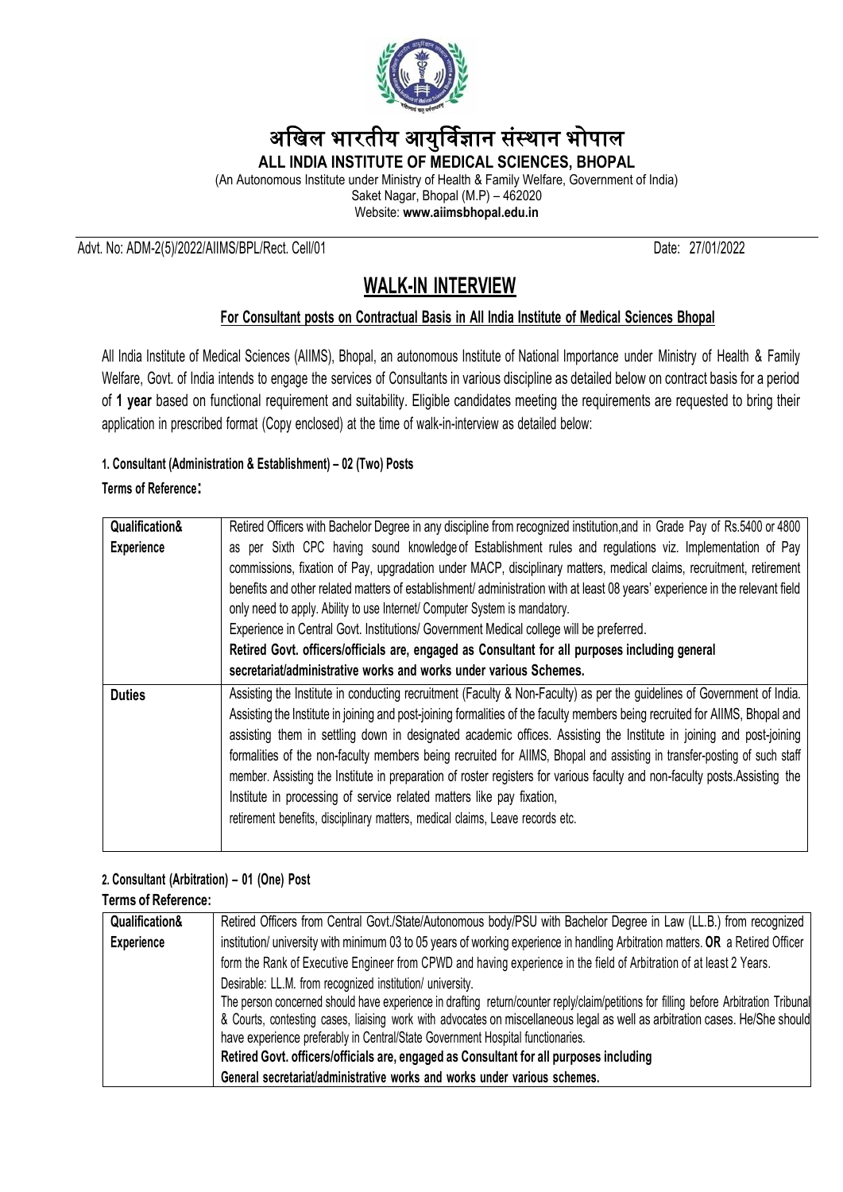# अखिल भारतीय आयुर्विज्ञान संस्थान भोपाल

**ALL INDIA INSTITUTE OF MEDICAL SCIENCES, BHOPAL**

(An Autonomous Institute under Ministry of Health & Family Welfare, Government of India)
Saket Nagar, Bhopal (M.P) – 462020
Website: **www.aiimsbhopal.edu.in**

Advt. No: ADM-2(5)/2022/AIIMS/BPL/Rect. Cell/01 Date: 27/01/2022

## WALK-IN INTERVIEW

### For Consultant posts on Contractual Basis in All India Institute of Medical Sciences Bhopal

All India Institute of Medical Sciences (AIIMS), Bhopal, an autonomous Institute of National Importance under Ministry of Health & Family Welfare, Govt. of India intends to engage the services of Consultants in various discipline as detailed below on contract basis for a period of **1 year** based on functional requirement and suitability. Eligible candidates meeting the requirements are requested to bring their application in prescribed format (Copy enclosed) at the time of walk-in-interview as detailed below:

**1. Consultant (Administration & Establishment) – 02 (Two) Posts**

**Terms of Reference:**

| **Qualification& Experience** | Retired Officers with Bachelor Degree in any discipline from recognized institution,and in Grade Pay of Rs.5400 or 4800 as per Sixth CPC having sound knowledge of Establishment rules and regulations viz. Implementation of Pay commissions, fixation of Pay, upgradation under MACP, disciplinary matters, medical claims, recruitment, retirement benefits and other related matters of establishment/ administration with at least 08 years' experience in the relevant field only need to apply. Ability to use Internet/ Computer System is mandatory.<br>Experience in Central Govt. Institutions/ Government Medical college will be preferred.<br>**Retired Govt. officers/officials are, engaged as Consultant for all purposes including general secretariat/administrative works and works under various Schemes.** |
|---|---|
| **Duties** | Assisting the Institute in conducting recruitment (Faculty & Non-Faculty) as per the guidelines of Government of India. Assisting the Institute in joining and post-joining formalities of the faculty members being recruited for AIIMS, Bhopal and assisting them in settling down in designated academic offices. Assisting the Institute in joining and post-joining formalities of the non-faculty members being recruited for AIIMS, Bhopal and assisting in transfer-posting of such staff member. Assisting the Institute in preparation of roster registers for various faculty and non-faculty posts.Assisting the Institute in processing of service related matters like pay fixation,<br>retirement benefits, disciplinary matters, medical claims, Leave records etc. |

**2. Consultant (Arbitration) – 01 (One) Post**

**Terms of Reference:**

| **Qualification& Experience** | Retired Officers from Central Govt./State/Autonomous body/PSU with Bachelor Degree in Law (LL.B.) from recognized institution/ university with minimum 03 to 05 years of working experience in handling Arbitration matters. **OR** a Retired Officer form the Rank of Executive Engineer from CPWD and having experience in the field of Arbitration of at least 2 Years.<br>Desirable: LL.M. from recognized institution/ university.<br>The person concerned should have experience in drafting return/counter reply/claim/petitions for filling before Arbitration Tribunal & Courts, contesting cases, liaising work with advocates on miscellaneous legal as well as arbitration cases. He/She should have experience preferably in Central/State Government Hospital functionaries.<br>**Retired Govt. officers/officials are, engaged as Consultant for all purposes including General secretariat/administrative works and works under various schemes.** |
|---|---|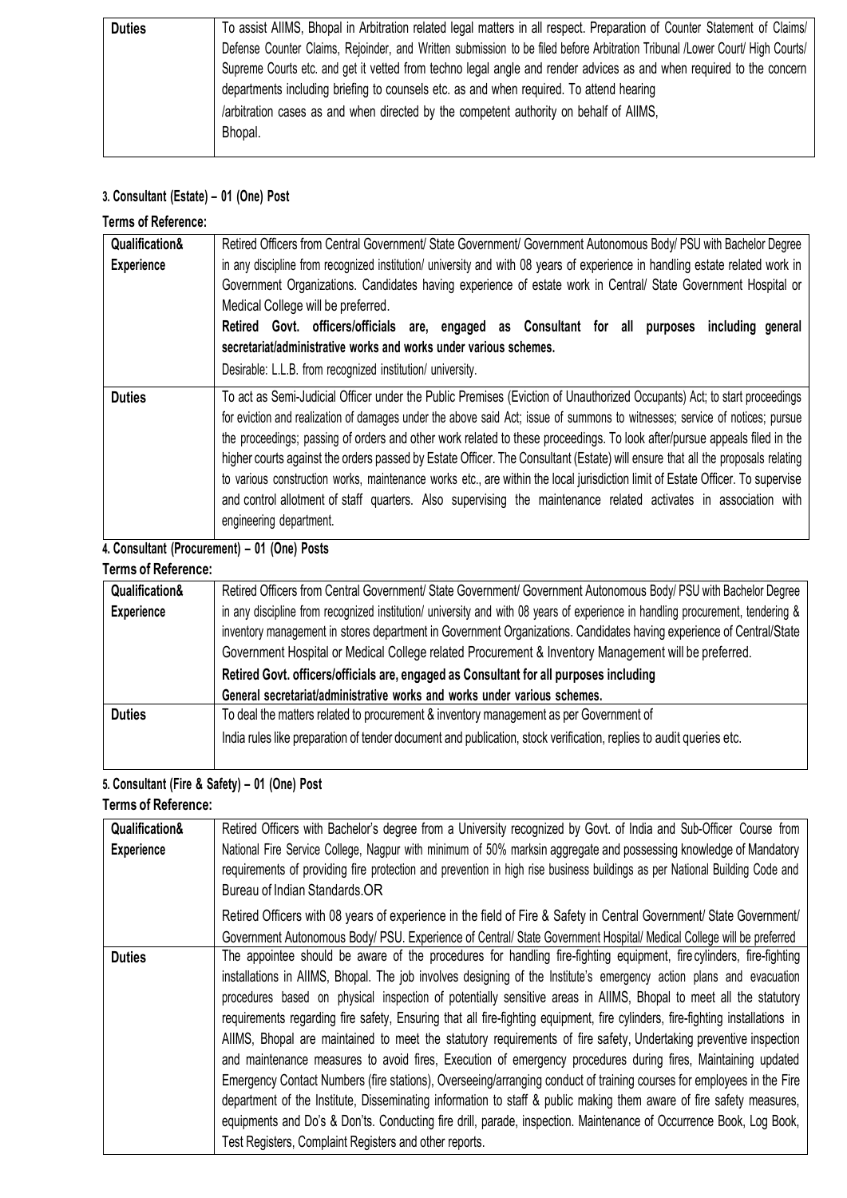| Duties | To assist AIIMS, Bhopal in Arbitration related legal matters in all respect. Preparation of Counter Statement of Claims/ Defense Counter Claims, Rejoinder, and Written submission to be filed before Arbitration Tribunal /Lower Court/ High Courts/ Supreme Courts etc. and get it vetted from techno legal angle and render advices as and when required to the concern departments including briefing to counsels etc. as and when required. To attend hearing /arbitration cases as and when directed by the competent authority on behalf of AIIMS, Bhopal. |
|---|---|

### 3. Consultant (Estate) – 01 (One) Post

**Terms of Reference:**

| Qualification& Experience | Retired Officers from Central Government/ State Government/ Government Autonomous Body/ PSU with Bachelor Degree in any discipline from recognized institution/ university and with 08 years of experience in handling estate related work in Government Organizations. Candidates having experience of estate work in Central/ State Government Hospital or Medical College will be preferred.<br>**Retired Govt. officers/officials are, engaged as Consultant for all purposes including general secretariat/administrative works and works under various schemes.**<br>Desirable: L.L.B. from recognized institution/ university. |
|---|---|
| Duties | To act as Semi-Judicial Officer under the Public Premises (Eviction of Unauthorized Occupants) Act; to start proceedings for eviction and realization of damages under the above said Act; issue of summons to witnesses; service of notices; pursue the proceedings; passing of orders and other work related to these proceedings. To look after/pursue appeals filed in the higher courts against the orders passed by Estate Officer. The Consultant (Estate) will ensure that all the proposals relating to various construction works, maintenance works etc., are within the local jurisdiction limit of Estate Officer. To supervise and control allotment of staff quarters. Also supervising the maintenance related activates in association with engineering department. |

### 4. Consultant (Procurement) – 01 (One) Posts

**Terms of Reference:**

| Qualification& Experience | Retired Officers from Central Government/ State Government/ Government Autonomous Body/ PSU with Bachelor Degree in any discipline from recognized institution/ university and with 08 years of experience in handling procurement, tendering & inventory management in stores department in Government Organizations. Candidates having experience of Central/State Government Hospital or Medical College related Procurement & Inventory Management will be preferred.<br>**Retired Govt. officers/officials are, engaged as Consultant for all purposes including General secretariat/administrative works and works under various schemes.** |
|---|---|
| Duties | To deal the matters related to procurement & inventory management as per Government of India rules like preparation of tender document and publication, stock verification, replies to audit queries etc. |

### 5. Consultant (Fire & Safety) – 01 (One) Post

**Terms of Reference:**

| Qualification& Experience | Retired Officers with Bachelor's degree from a University recognized by Govt. of India and Sub-Officer Course from National Fire Service College, Nagpur with minimum of 50% marksin aggregate and possessing knowledge of Mandatory requirements of providing fire protection and prevention in high rise business buildings as per National Building Code and Bureau of Indian Standards.OR<br>Retired Officers with 08 years of experience in the field of Fire & Safety in Central Government/ State Government/ Government Autonomous Body/ PSU. Experience of Central/ State Government Hospital/ Medical College will be preferred |
|---|---|
| Duties | The appointee should be aware of the procedures for handling fire-fighting equipment, fire cylinders, fire-fighting installations in AIIMS, Bhopal. The job involves designing of the Institute's emergency action plans and evacuation procedures based on physical inspection of potentially sensitive areas in AIIMS, Bhopal to meet all the statutory requirements regarding fire safety, Ensuring that all fire-fighting equipment, fire cylinders, fire-fighting installations in AIIMS, Bhopal are maintained to meet the statutory requirements of fire safety, Undertaking preventive inspection and maintenance measures to avoid fires, Execution of emergency procedures during fires, Maintaining updated Emergency Contact Numbers (fire stations), Overseeing/arranging conduct of training courses for employees in the Fire department of the Institute, Disseminating information to staff & public making them aware of fire safety measures, equipments and Do's & Don'ts. Conducting fire drill, parade, inspection. Maintenance of Occurrence Book, Log Book, Test Registers, Complaint Registers and other reports. |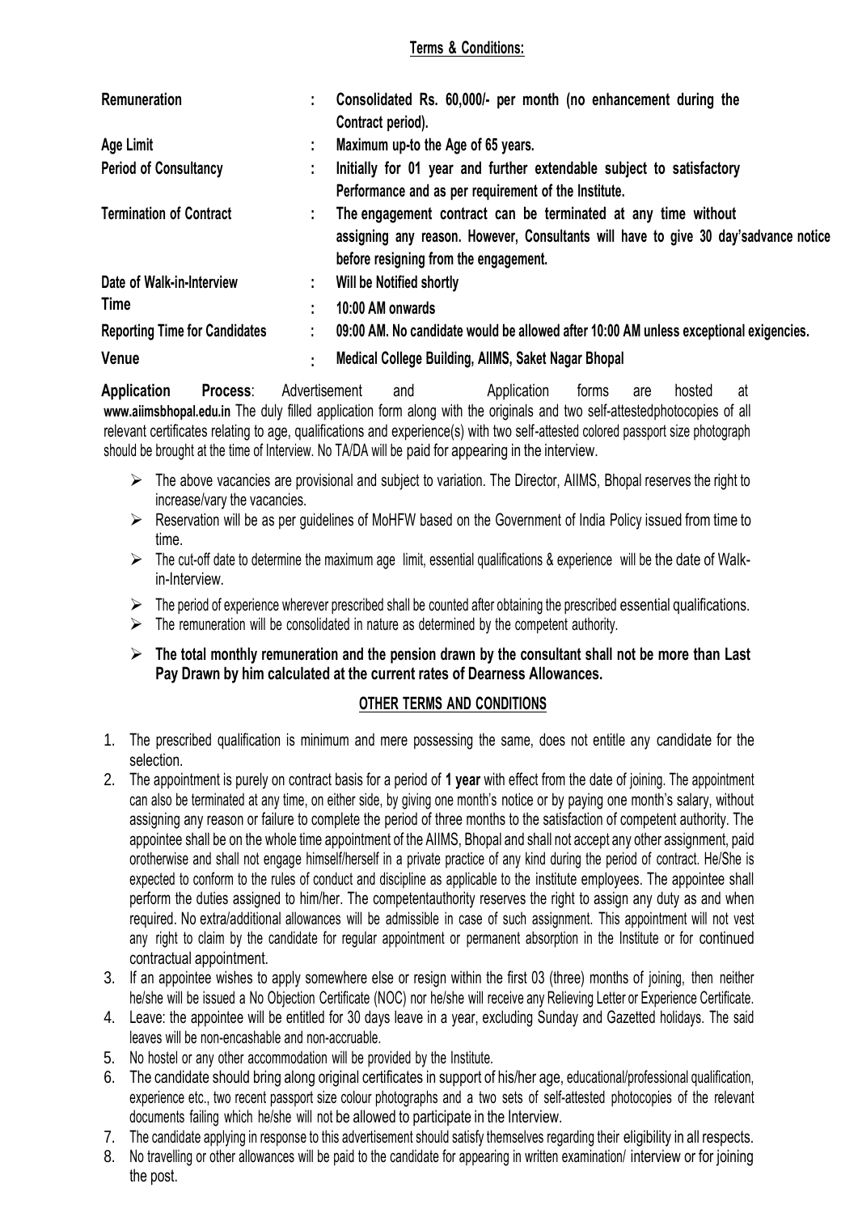**Terms & Conditions:**

| | | |
|---|---|---|
| **Remuneration** | : | **Consolidated Rs. 60,000/- per month (no enhancement during the Contract period).** |
| **Age Limit** | : | **Maximum up-to the Age of 65 years.** |
| **Period of Consultancy** | : | **Initially for 01 year and further extendable subject to satisfactory Performance and as per requirement of the Institute.** |
| **Termination of Contract** | : | **The engagement contract can be terminated at any time without assigning any reason. However, Consultants will have to give 30 day'sadvance notice before resigning from the engagement.** |
| **Date of Walk-in-Interview** | : | **Will be Notified shortly** |
| **Time** | : | **10:00 AM onwards** |
| **Reporting Time for Candidates** | : | **09:00 AM. No candidate would be allowed after 10:00 AM unless exceptional exigencies.** |
| **Venue** | : | **Medical College Building, AIIMS, Saket Nagar Bhopal** |

**Application Process**: Advertisement and Application forms are hosted at **www.aiimsbhopal.edu.in** The duly filled application form along with the originals and two self-attestedphotocopies of all relevant certificates relating to age, qualifications and experience(s) with two self-attested colored passport size photograph should be brought at the time of Interview. No TA/DA will be paid for appearing in the interview.

- The above vacancies are provisional and subject to variation. The Director, AIIMS, Bhopal reserves the right to increase/vary the vacancies.
- Reservation will be as per guidelines of MoHFW based on the Government of India Policy issued from time to time.
- The cut-off date to determine the maximum age limit, essential qualifications & experience will be the date of Walk-in-Interview.
- The period of experience wherever prescribed shall be counted after obtaining the prescribed essential qualifications.
- The remuneration will be consolidated in nature as determined by the competent authority.
- **The total monthly remuneration and the pension drawn by the consultant shall not be more than Last Pay Drawn by him calculated at the current rates of Dearness Allowances.**

**OTHER TERMS AND CONDITIONS**

1. The prescribed qualification is minimum and mere possessing the same, does not entitle any candidate for the selection.
2. The appointment is purely on contract basis for a period of **1 year** with effect from the date of joining. The appointment can also be terminated at any time, on either side, by giving one month's notice or by paying one month's salary, without assigning any reason or failure to complete the period of three months to the satisfaction of competent authority. The appointee shall be on the whole time appointment of the AIIMS, Bhopal and shall not accept any other assignment, paid orotherwise and shall not engage himself/herself in a private practice of any kind during the period of contract. He/She is expected to conform to the rules of conduct and discipline as applicable to the institute employees. The appointee shall perform the duties assigned to him/her. The competentauthority reserves the right to assign any duty as and when required. No extra/additional allowances will be admissible in case of such assignment. This appointment will not vest any right to claim by the candidate for regular appointment or permanent absorption in the Institute or for continued contractual appointment.
3. If an appointee wishes to apply somewhere else or resign within the first 03 (three) months of joining, then neither he/she will be issued a No Objection Certificate (NOC) nor he/she will receive any Relieving Letter or Experience Certificate.
4. Leave: the appointee will be entitled for 30 days leave in a year, excluding Sunday and Gazetted holidays. The said leaves will be non-encashable and non-accruable.
5. No hostel or any other accommodation will be provided by the Institute.
6. The candidate should bring along original certificates in support of his/her age, educational/professional qualification, experience etc., two recent passport size colour photographs and a two sets of self-attested photocopies of the relevant documents failing which he/she will not be allowed to participate in the Interview.
7. The candidate applying in response to this advertisement should satisfy themselves regarding their eligibility in all respects.
8. No travelling or other allowances will be paid to the candidate for appearing in written examination/ interview or for joining the post.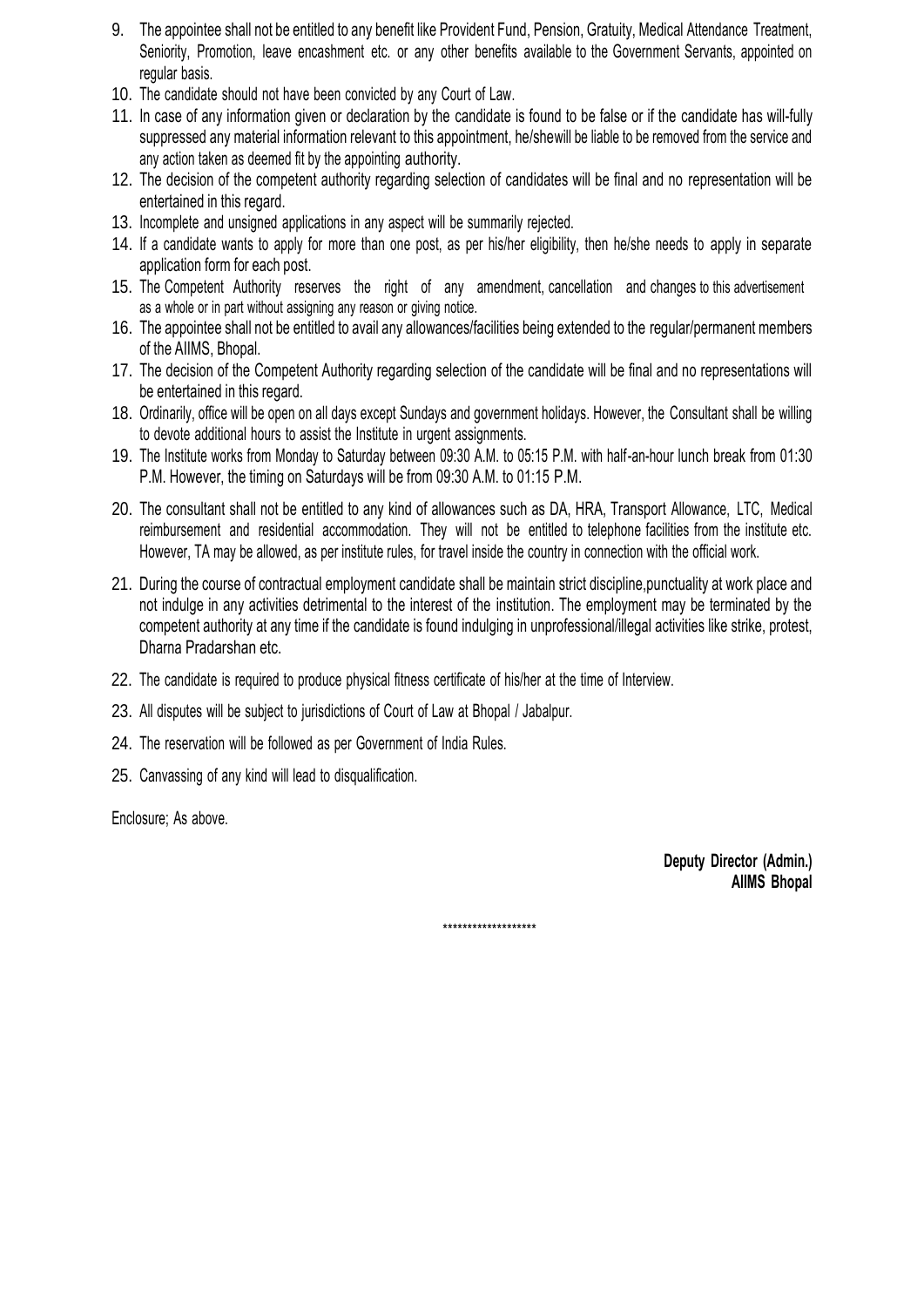9. The appointee shall not be entitled to any benefit like Provident Fund, Pension, Gratuity, Medical Attendance Treatment, Seniority, Promotion, leave encashment etc. or any other benefits available to the Government Servants, appointed on regular basis.
10. The candidate should not have been convicted by any Court of Law.
11. In case of any information given or declaration by the candidate is found to be false or if the candidate has will-fully suppressed any material information relevant to this appointment, he/shewill be liable to be removed from the service and any action taken as deemed fit by the appointing authority.
12. The decision of the competent authority regarding selection of candidates will be final and no representation will be entertained in this regard.
13. Incomplete and unsigned applications in any aspect will be summarily rejected.
14. If a candidate wants to apply for more than one post, as per his/her eligibility, then he/she needs to apply in separate application form for each post.
15. The Competent Authority reserves the right of any amendment, cancellation and changes to this advertisement as a whole or in part without assigning any reason or giving notice.
16. The appointee shall not be entitled to avail any allowances/facilities being extended to the regular/permanent members of the AIIMS, Bhopal.
17. The decision of the Competent Authority regarding selection of the candidate will be final and no representations will be entertained in this regard.
18. Ordinarily, office will be open on all days except Sundays and government holidays. However, the Consultant shall be willing to devote additional hours to assist the Institute in urgent assignments.
19. The Institute works from Monday to Saturday between 09:30 A.M. to 05:15 P.M. with half-an-hour lunch break from 01:30 P.M. However, the timing on Saturdays will be from 09:30 A.M. to 01:15 P.M.
20. The consultant shall not be entitled to any kind of allowances such as DA, HRA, Transport Allowance, LTC, Medical reimbursement and residential accommodation. They will not be entitled to telephone facilities from the institute etc. However, TA may be allowed, as per institute rules, for travel inside the country in connection with the official work.
21. During the course of contractual employment candidate shall be maintain strict discipline,punctuality at work place and not indulge in any activities detrimental to the interest of the institution. The employment may be terminated by the competent authority at any time if the candidate is found indulging in unprofessional/illegal activities like strike, protest, Dharna Pradarshan etc.
22. The candidate is required to produce physical fitness certificate of his/her at the time of Interview.
23. All disputes will be subject to jurisdictions of Court of Law at Bhopal / Jabalpur.
24. The reservation will be followed as per Government of India Rules.
25. Canvassing of any kind will lead to disqualification.

Enclosure; As above.

**Deputy Director (Admin.)**
**AIIMS Bhopal**

*******************